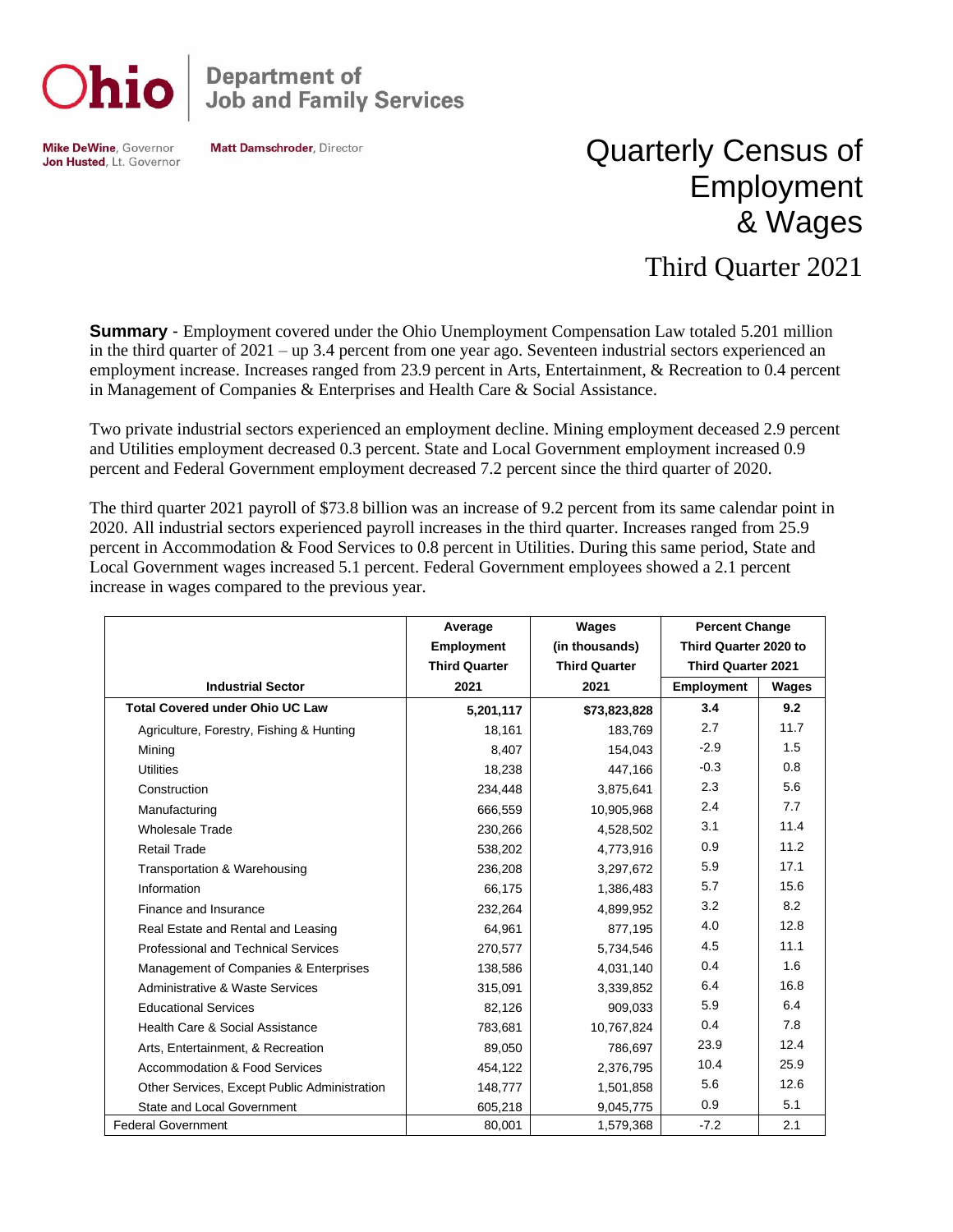**Ohio** | Department of Job and Family Services

**Mike DeWine**, Governor
**Jon Husted**, Lt. Governor

**Matt Damschroder**, Director

# Quarterly Census of Employment & Wages

## Third Quarter 2021

**Summary** - Employment covered under the Ohio Unemployment Compensation Law totaled 5.201 million in the third quarter of 2021 – up 3.4 percent from one year ago. Seventeen industrial sectors experienced an employment increase. Increases ranged from 23.9 percent in Arts, Entertainment, & Recreation to 0.4 percent in Management of Companies & Enterprises and Health Care & Social Assistance.

Two private industrial sectors experienced an employment decline. Mining employment deceased 2.9 percent and Utilities employment decreased 0.3 percent. State and Local Government employment increased 0.9 percent and Federal Government employment decreased 7.2 percent since the third quarter of 2020.

The third quarter 2021 payroll of $73.8 billion was an increase of 9.2 percent from its same calendar point in 2020. All industrial sectors experienced payroll increases in the third quarter. Increases ranged from 25.9 percent in Accommodation & Food Services to 0.8 percent in Utilities. During this same period, State and Local Government wages increased 5.1 percent. Federal Government employees showed a 2.1 percent increase in wages compared to the previous year.

| Industrial Sector | Average Employment Third Quarter 2021 | Wages (in thousands) Third Quarter 2021 | Percent Change Third Quarter 2020 to Third Quarter 2021 | |
|---|---|---|---|---|
| | | | Employment | Wages |
| **Total Covered under Ohio UC Law** | **5,201,117** | **$73,823,828** | **3.4** | **9.2** |
| Agriculture, Forestry, Fishing & Hunting | 18,161 | 183,769 | 2.7 | 11.7 |
| Mining | 8,407 | 154,043 | -2.9 | 1.5 |
| Utilities | 18,238 | 447,166 | -0.3 | 0.8 |
| Construction | 234,448 | 3,875,641 | 2.3 | 5.6 |
| Manufacturing | 666,559 | 10,905,968 | 2.4 | 7.7 |
| Wholesale Trade | 230,266 | 4,528,502 | 3.1 | 11.4 |
| Retail Trade | 538,202 | 4,773,916 | 0.9 | 11.2 |
| Transportation & Warehousing | 236,208 | 3,297,672 | 5.9 | 17.1 |
| Information | 66,175 | 1,386,483 | 5.7 | 15.6 |
| Finance and Insurance | 232,264 | 4,899,952 | 3.2 | 8.2 |
| Real Estate and Rental and Leasing | 64,961 | 877,195 | 4.0 | 12.8 |
| Professional and Technical Services | 270,577 | 5,734,546 | 4.5 | 11.1 |
| Management of Companies & Enterprises | 138,586 | 4,031,140 | 0.4 | 1.6 |
| Administrative & Waste Services | 315,091 | 3,339,852 | 6.4 | 16.8 |
| Educational Services | 82,126 | 909,033 | 5.9 | 6.4 |
| Health Care & Social Assistance | 783,681 | 10,767,824 | 0.4 | 7.8 |
| Arts, Entertainment, & Recreation | 89,050 | 786,697 | 23.9 | 12.4 |
| Accommodation & Food Services | 454,122 | 2,376,795 | 10.4 | 25.9 |
| Other Services, Except Public Administration | 148,777 | 1,501,858 | 5.6 | 12.6 |
| State and Local Government | 605,218 | 9,045,775 | 0.9 | 5.1 |
| Federal Government | 80,001 | 1,579,368 | -7.2 | 2.1 |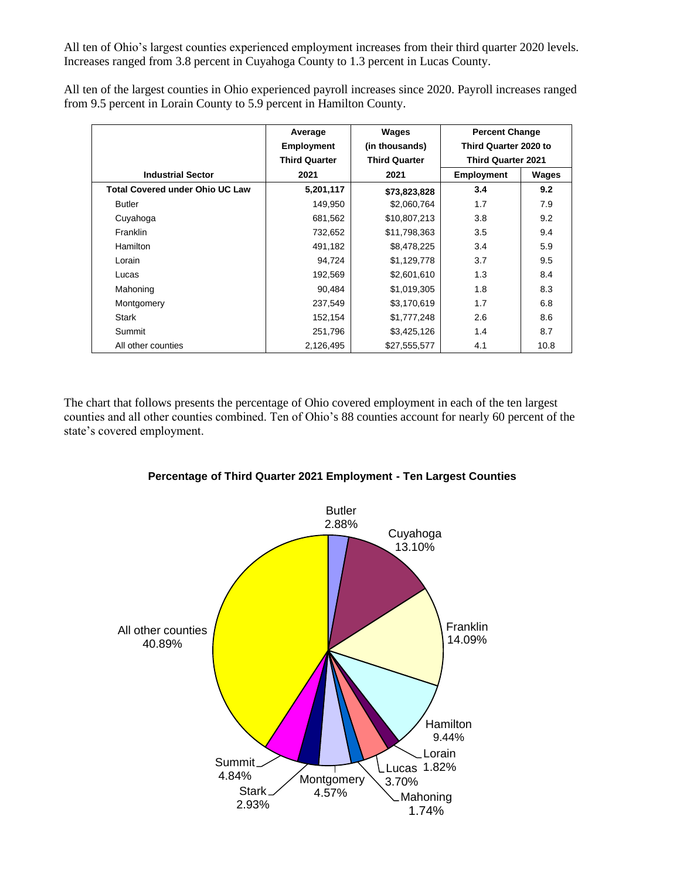All ten of Ohio's largest counties experienced employment increases from their third quarter 2020 levels. Increases ranged from 3.8 percent in Cuyahoga County to 1.3 percent in Lucas County.

All ten of the largest counties in Ohio experienced payroll increases since 2020. Payroll increases ranged from 9.5 percent in Lorain County to 5.9 percent in Hamilton County.

| Industrial Sector | Average Employment Third Quarter 2021 | Wages (in thousands) Third Quarter 2021 | Percent Change Third Quarter 2020 to Third Quarter 2021 | |
|---|---|---|---|---|
| | | | Employment | Wages |
| **Total Covered under Ohio UC Law** | **5,201,117** | **$73,823,828** | **3.4** | **9.2** |
| Butler | 149,950 | $2,060,764 | 1.7 | 7.9 |
| Cuyahoga | 681,562 | $10,807,213 | 3.8 | 9.2 |
| Franklin | 732,652 | $11,798,363 | 3.5 | 9.4 |
| Hamilton | 491,182 | $8,478,225 | 3.4 | 5.9 |
| Lorain | 94,724 | $1,129,778 | 3.7 | 9.5 |
| Lucas | 192,569 | $2,601,610 | 1.3 | 8.4 |
| Mahoning | 90,484 | $1,019,305 | 1.8 | 8.3 |
| Montgomery | 237,549 | $3,170,619 | 1.7 | 6.8 |
| Stark | 152,154 | $1,777,248 | 2.6 | 8.6 |
| Summit | 251,796 | $3,425,126 | 1.4 | 8.7 |
| All other counties | 2,126,495 | $27,555,577 | 4.1 | 10.8 |

The chart that follows presents the percentage of Ohio covered employment in each of the ten largest counties and all other counties combined. Ten of Ohio's 88 counties account for nearly 60 percent of the state's covered employment.

**Percentage of Third Quarter 2021 Employment - Ten Largest Counties**

| County | Percentage |
|---|---|
| Butler | 2.88% |
| Cuyahoga | 13.10% |
| Franklin | 14.09% |
| Hamilton | 9.44% |
| Lorain | 1.82% |
| Lucas | 3.70% |
| Mahoning | 1.74% |
| Montgomery | 4.57% |
| Stark | 2.93% |
| Summit | 4.84% |
| All other counties | 40.89% |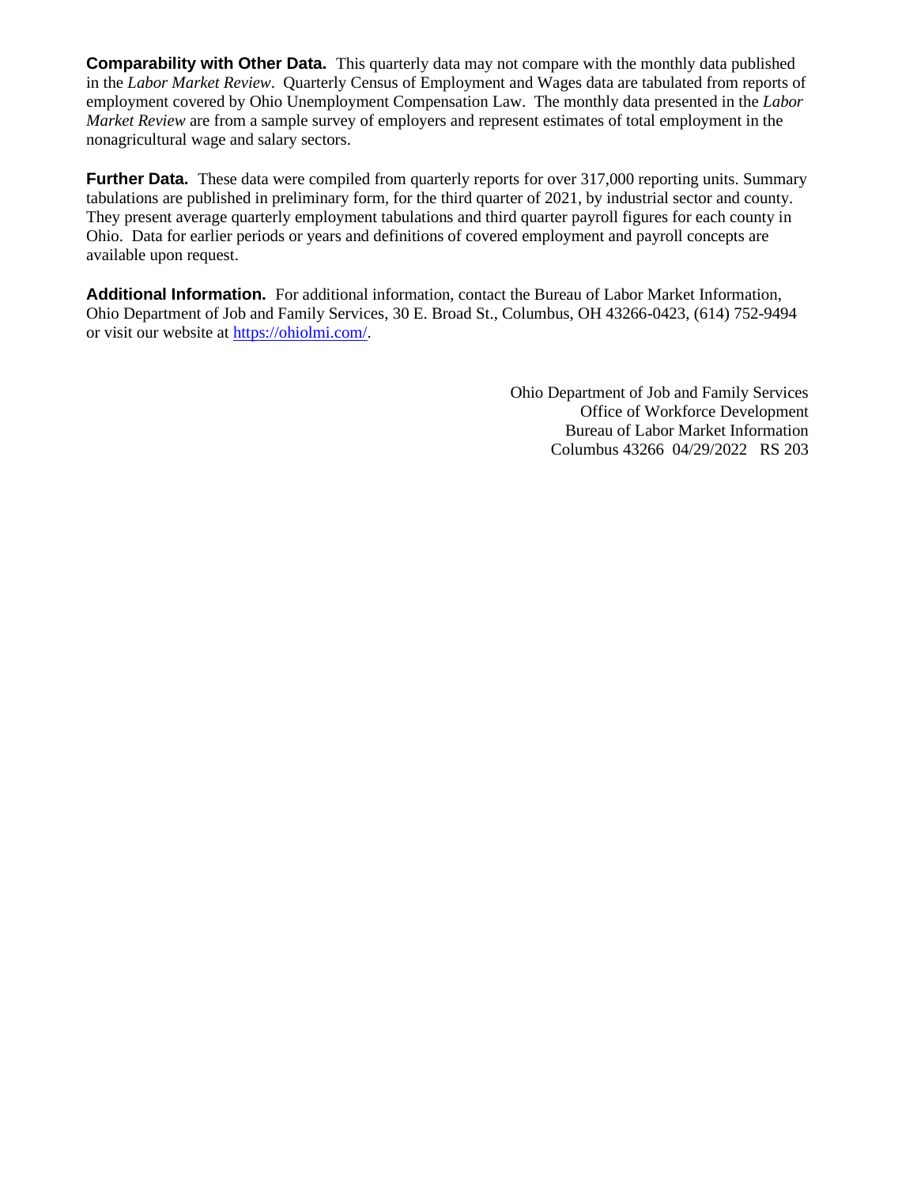**Comparability with Other Data.** This quarterly data may not compare with the monthly data published in the *Labor Market Review*. Quarterly Census of Employment and Wages data are tabulated from reports of employment covered by Ohio Unemployment Compensation Law. The monthly data presented in the *Labor Market Review* are from a sample survey of employers and represent estimates of total employment in the nonagricultural wage and salary sectors.

**Further Data.** These data were compiled from quarterly reports for over 317,000 reporting units. Summary tabulations are published in preliminary form, for the third quarter of 2021, by industrial sector and county. They present average quarterly employment tabulations and third quarter payroll figures for each county in Ohio. Data for earlier periods or years and definitions of covered employment and payroll concepts are available upon request.

**Additional Information.** For additional information, contact the Bureau of Labor Market Information, Ohio Department of Job and Family Services, 30 E. Broad St., Columbus, OH 43266-0423, (614) 752-9494 or visit our website at [https://ohiolmi.com/](https://ohiolmi.com/).

Ohio Department of Job and Family Services
Office of Workforce Development
Bureau of Labor Market Information
Columbus 43266 04/29/2022 RS 203